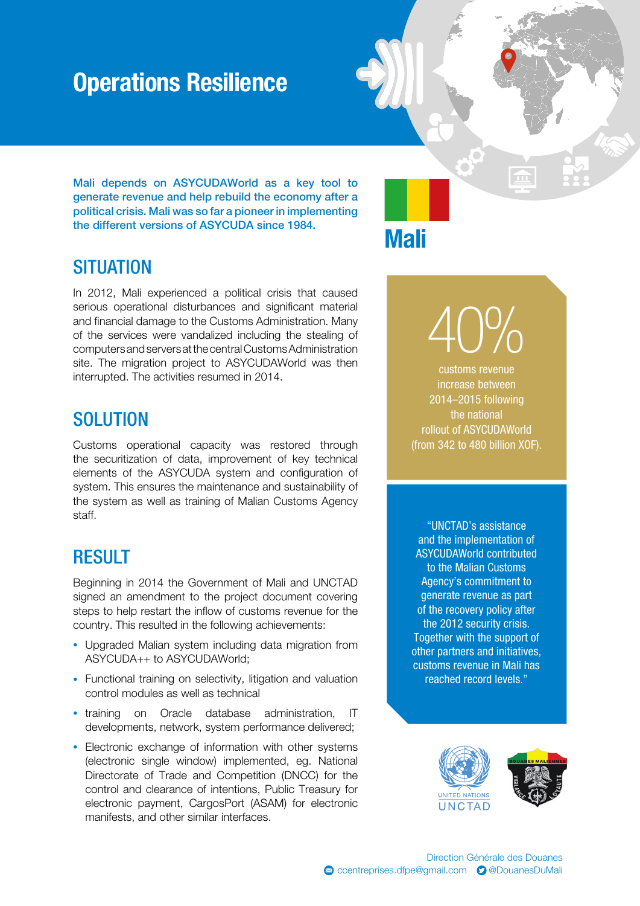# Operations Resilience

**Mali depends on ASYCUDAWorld as a key tool to generate revenue and help rebuild the economy after a political crisis. Mali was so far a pioneer in implementing the different versions of ASYCUDA since 1984.**

## Mali

## SITUATION

In 2012, Mali experienced a political crisis that caused serious operational disturbances and significant material and financial damage to the Customs Administration. Many of the services were vandalized including the stealing of computers and servers at the central Customs Administration site. The migration project to ASYCUDAWorld was then interrupted. The activities resumed in 2014.

## SOLUTION

Customs operational capacity was restored through the securitization of data, improvement of key technical elements of the ASYCUDA system and configuration of system. This ensures the maintenance and sustainability of the system as well as training of Malian Customs Agency staff.

## RESULT

Beginning in 2014 the Government of Mali and UNCTAD signed an amendment to the project document covering steps to help restart the inflow of customs revenue for the country. This resulted in the following achievements:

- Upgraded Malian system including data migration from ASYCUDA++ to ASYCUDAWorld;
- Functional training on selectivity, litigation and valuation control modules as well as technical
- training on Oracle database administration, IT developments, network, system performance delivered;
- Electronic exchange of information with other systems (electronic single window) implemented, eg. National Directorate of Trade and Competition (DNCC) for the control and clearance of intentions, Public Treasury for electronic payment, CargosPort (ASAM) for electronic manifests, and other similar interfaces.

**40%**

customs revenue increase between 2014–2015 following the national rollout of ASYCUDAWorld (from 342 to 480 billion XOF).

"UNCTAD's assistance and the implementation of ASYCUDAWorld contributed to the Malian Customs Agency's commitment to generate revenue as part of the recovery policy after the 2012 security crisis. Together with the support of other partners and initiatives, customs revenue in Mali has reached record levels."

UNITED NATIONS UNCTAD

Direction Générale des Douanes
ccentreprises.dfpe@gmail.com @DouanesDuMali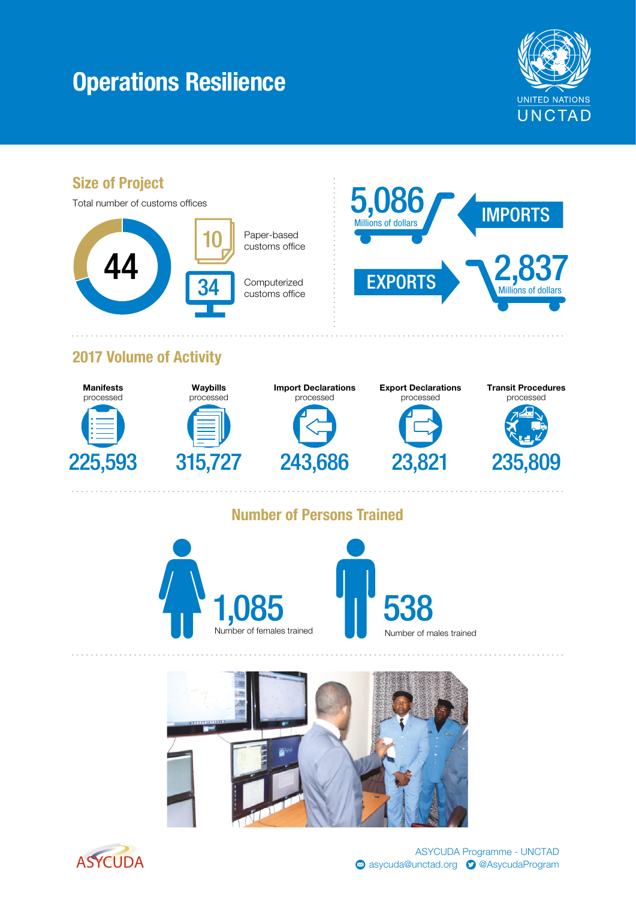# Operations Resilience

UNITED NATIONS
UNCTAD

## Size of Project

Total number of customs offices

44

10 Paper-based customs office

34 Computerized customs office

5,086
Millions of dollars

IMPORTS

EXPORTS

2,837
Millions of dollars

## 2017 Volume of Activity

**Manifests** processed
225,593

**Waybills** processed
315,727

**Import Declarations** processed
243,686

**Export Declarations** processed
23,821

**Transit Procedures** processed
235,809

## Number of Persons Trained

1,085
Number of females trained

538
Number of males trained

ASYCUDA

ASYCUDA Programme - UNCTAD
asycuda@unctad.org @AsycudaProgram